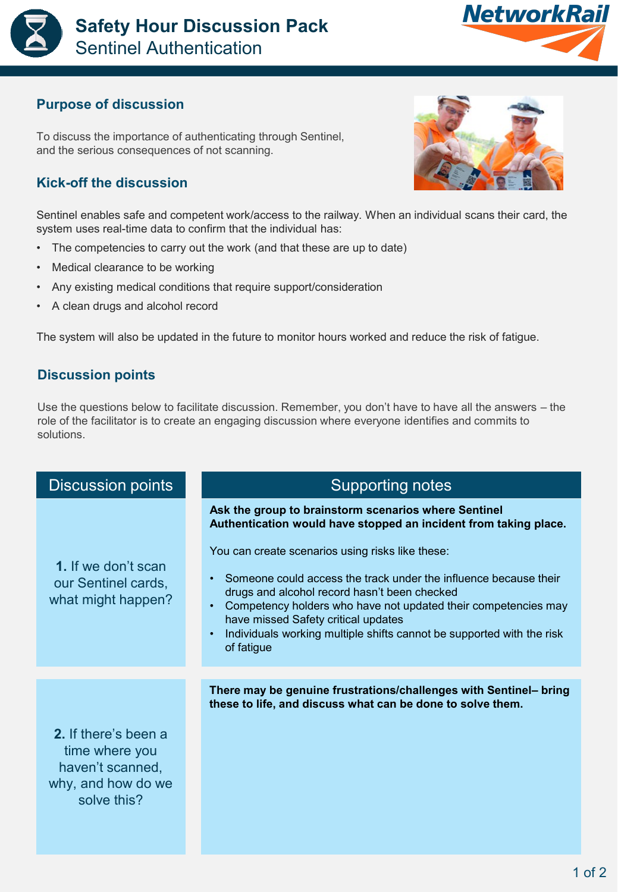# Safety Hour Discussion Pack

## Sentinel Authentication

### Purpose of discussion

To discuss the importance of authenticating through Sentinel, and the serious consequences of not scanning.

### Kick-off the discussion

Sentinel enables safe and competent work/access to the railway. When an individual scans their card, the system uses real-time data to confirm that the individual has:

- The competencies to carry out the work (and that these are up to date)
- Medical clearance to be working
- Any existing medical conditions that require support/consideration
- A clean drugs and alcohol record

The system will also be updated in the future to monitor hours worked and reduce the risk of fatigue.

### Discussion points

Use the questions below to facilitate discussion. Remember, you don't have to have all the answers – the role of the facilitator is to create an engaging discussion where everyone identifies and commits to solutions.

| Discussion points | Supporting notes |
| --- | --- |
| **1.** If we don't scan our Sentinel cards, what might happen? | **Ask the group to brainstorm scenarios where Sentinel Authentication would have stopped an incident from taking place.**<br><br>You can create scenarios using risks like these:<br><br>• Someone could access the track under the influence because their drugs and alcohol record hasn't been checked<br>• Competency holders who have not updated their competencies may have missed Safety critical updates<br>• Individuals working multiple shifts cannot be supported with the risk of fatigue |
| **2.** If there's been a time where you haven't scanned, why, and how do we solve this? | **There may be genuine frustrations/challenges with Sentinel– bring these to life, and discuss what can be done to solve them.** |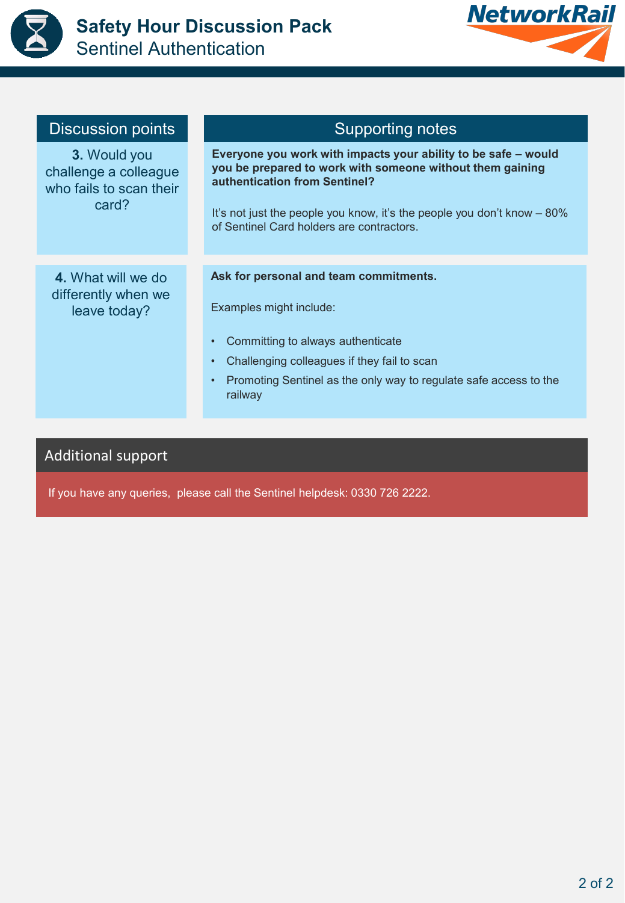| Discussion points | Supporting notes |
| --- | --- |
| **3.** Would you challenge a colleague who fails to scan their card? | **Everyone you work with impacts your ability to be safe – would you be prepared to work with someone without them gaining authentication from Sentinel?**<br><br>It's not just the people you know, it's the people you don't know – 80% of Sentinel Card holders are contractors. |
| **4.** What will we do differently when we leave today? | **Ask for personal and team commitments.**<br><br>Examples might include:<br><br>• Committing to always authenticate<br>• Challenging colleagues if they fail to scan<br>• Promoting Sentinel as the only way to regulate safe access to the railway |

## Additional support

If you have any queries, please call the Sentinel helpdesk: 0330 726 2222.